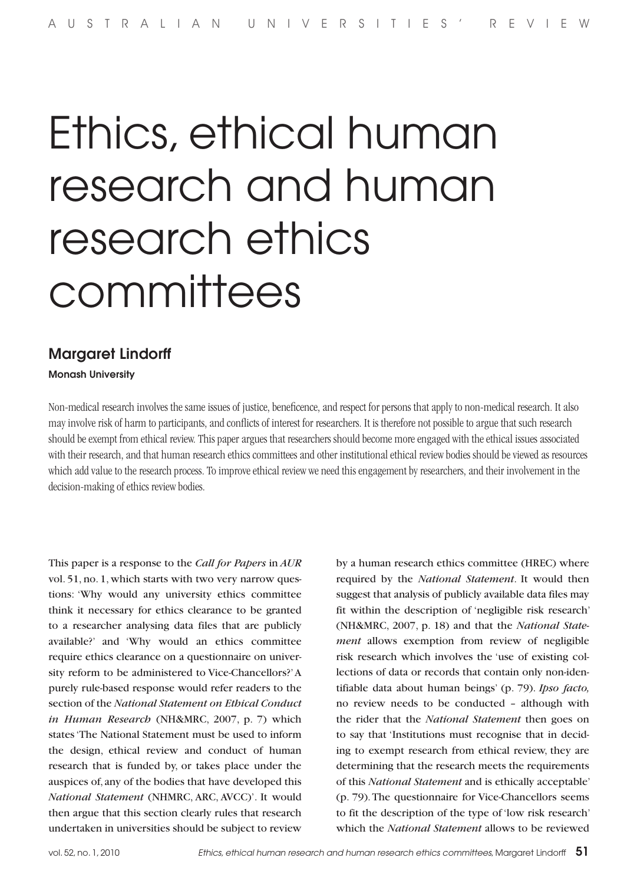# Ethics, ethical human research and human research ethics committees

**Margaret Lindorff**

**Monash University**

Non-medical research involves the same issues of justice, beneficence, and respect for persons that apply to non-medical research. It also may involve risk of harm to participants, and conflicts of interest for researchers. It is therefore not possible to argue that such research should be exempt from ethical review. This paper argues that researchers should become more engaged with the ethical issues associated with their research, and that human research ethics committees and other institutional ethical review bodies should be viewed as resources which add value to the research process. To improve ethical review we need this engagement by researchers, and their involvement in the decision-making of ethics review bodies.

This paper is a response to the *Call for Papers* in *AUR* vol. 51, no. 1, which starts with two very narrow questions: 'Why would any university ethics committee think it necessary for ethics clearance to be granted to a researcher analysing data files that are publicly available?' and 'Why would an ethics committee require ethics clearance on a questionnaire on university reform to be administered to Vice-Chancellors?' A purely rule-based response would refer readers to the section of the *National Statement on Ethical Conduct in Human Research* (NH&MRC, 2007, p. 7) which states 'The National Statement must be used to inform the design, ethical review and conduct of human research that is funded by, or takes place under the auspices of, any of the bodies that have developed this *National Statement* (NHMRC, ARC, AVCC)'. It would then argue that this section clearly rules that research undertaken in universities should be subject to review by a human research ethics committee (HREC) where required by the *National Statement*. It would then suggest that analysis of publicly available data files may fit within the description of 'negligible risk research' (NH&MRC, 2007, p. 18) and that the *National Statement* allows exemption from review of negligible risk research which involves the 'use of existing collections of data or records that contain only non-identifiable data about human beings' (p. 79). *Ipso facto,* no review needs to be conducted – although with the rider that the *National Statement* then goes on to say that 'Institutions must recognise that in deciding to exempt research from ethical review, they are determining that the research meets the requirements of this *National Statement* and is ethically acceptable' (p. 79). The questionnaire for Vice-Chancellors seems to fit the description of the type of 'low risk research' which the *National Statement* allows to be reviewed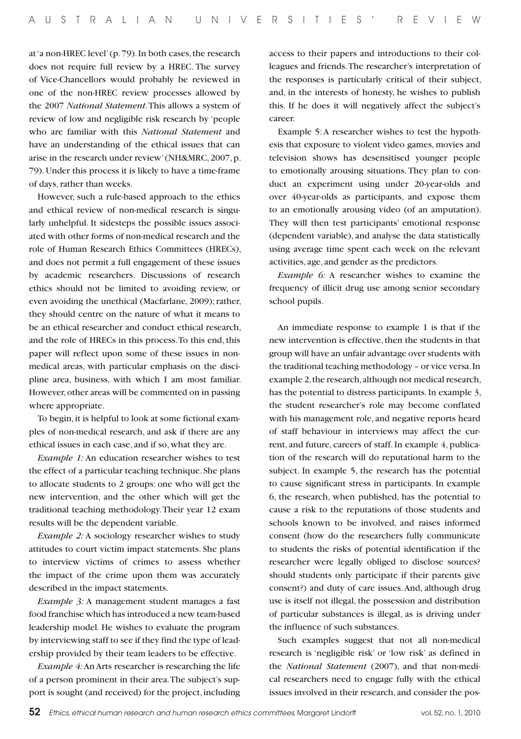at 'a non-HREC level' (p. 79). In both cases, the research does not require full review by a HREC. The survey of Vice-Chancellors would probably be reviewed in one of the non-HREC review processes allowed by the 2007 *National Statement*. This allows a system of review of low and negligible risk research by 'people who are familiar with this *National Statement* and have an understanding of the ethical issues that can arise in the research under review' (NH&MRC, 2007, p. 79). Under this process it is likely to have a time-frame of days, rather than weeks.

However, such a rule-based approach to the ethics and ethical review of non-medical research is singularly unhelpful. It sidesteps the possible issues associated with other forms of non-medical research and the role of Human Research Ethics Committees (HRECs), and does not permit a full engagement of these issues by academic researchers. Discussions of research ethics should not be limited to avoiding review, or even avoiding the unethical (Macfarlane, 2009); rather, they should centre on the nature of what it means to be an ethical researcher and conduct ethical research, and the role of HRECs in this process. To this end, this paper will reflect upon some of these issues in non-medical areas, with particular emphasis on the discipline area, business, with which I am most familiar. However, other areas will be commented on in passing where appropriate.

To begin, it is helpful to look at some fictional examples of non-medical research, and ask if there are any ethical issues in each case, and if so, what they are.

*Example 1:* An education researcher wishes to test the effect of a particular teaching technique. She plans to allocate students to 2 groups: one who will get the new intervention, and the other which will get the traditional teaching methodology. Their year 12 exam results will be the dependent variable.

*Example 2:* A sociology researcher wishes to study attitudes to court victim impact statements. She plans to interview victims of crimes to assess whether the impact of the crime upon them was accurately described in the impact statements.

*Example 3:* A management student manages a fast food franchise which has introduced a new team-based leadership model. He wishes to evaluate the program by interviewing staff to see if they find the type of leadership provided by their team leaders to be effective.

*Example 4:* An Arts researcher is researching the life of a person prominent in their area. The subject's support is sought (and received) for the project, including access to their papers and introductions to their colleagues and friends. The researcher's interpretation of the responses is particularly critical of their subject, and, in the interests of honesty, he wishes to publish this. If he does it will negatively affect the subject's career.

Example 5: A researcher wishes to test the hypothesis that exposure to violent video games, movies and television shows has desensitised younger people to emotionally arousing situations. They plan to conduct an experiment using under 20-year-olds and over 40-year-olds as participants, and expose them to an emotionally arousing video (of an amputation). They will then test participants' emotional response (dependent variable), and analyse the data statistically using average time spent each week on the relevant activities, age, and gender as the predictors.

*Example 6:* A researcher wishes to examine the frequency of illicit drug use among senior secondary school pupils.

An immediate response to example 1 is that if the new intervention is effective, then the students in that group will have an unfair advantage over students with the traditional teaching methodology – or vice versa. In example 2, the research, although not medical research, has the potential to distress participants. In example 3, the student researcher's role may become conflated with his management role, and negative reports heard of staff behaviour in interviews may affect the current, and future, careers of staff. In example 4, publication of the research will do reputational harm to the subject. In example 5, the research has the potential to cause significant stress in participants. In example 6, the research, when published, has the potential to cause a risk to the reputations of those students and schools known to be involved, and raises informed consent (how do the researchers fully communicate to students the risks of potential identification if the researcher were legally obliged to disclose sources? should students only participate if their parents give consent?) and duty of care issues. And, although drug use is itself not illegal, the possession and distribution of particular substances is illegal, as is driving under the influence of such substances.

Such examples suggest that not all non-medical research is 'negligible risk' or 'low risk' as defined in the *National Statement* (2007), and that non-medical researchers need to engage fully with the ethical issues involved in their research, and consider the pos-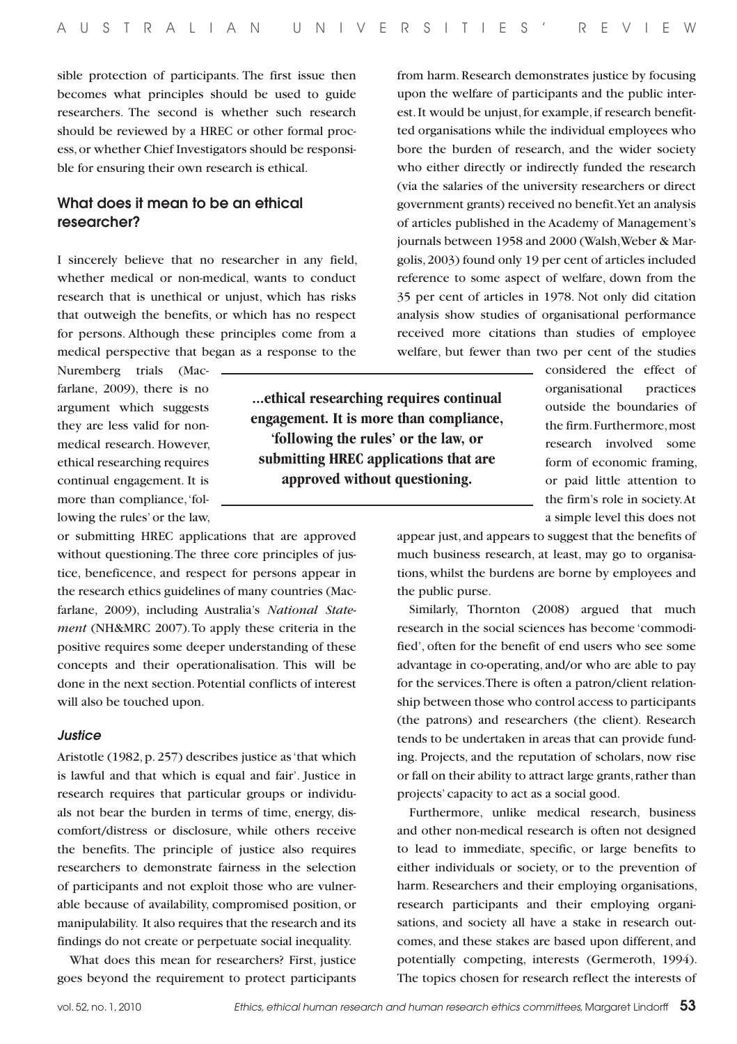sible protection of participants. The first issue then becomes what principles should be used to guide researchers. The second is whether such research should be reviewed by a HREC or other formal process, or whether Chief Investigators should be responsible for ensuring their own research is ethical.

## What does it mean to be an ethical researcher?

I sincerely believe that no researcher in any field, whether medical or non-medical, wants to conduct research that is unethical or unjust, which has risks that outweigh the benefits, or which has no respect for persons. Although these principles come from a medical perspective that began as a response to the Nuremberg trials (Macfarlane, 2009), there is no argument which suggests they are less valid for non-medical research. However, ethical researching requires continual engagement. It is more than compliance, 'following the rules' or the law, or submitting HREC applications that are approved without questioning. The three core principles of justice, beneficence, and respect for persons appear in the research ethics guidelines of many countries (Macfarlane, 2009), including Australia's *National Statement* (NH&MRC 2007). To apply these criteria in the positive requires some deeper understanding of these concepts and their operationalisation. This will be done in the next section. Potential conflicts of interest will also be touched upon.

**...ethical researching requires continual engagement. It is more than compliance, 'following the rules' or the law, or submitting HREC applications that are approved without questioning.**

### *Justice*

Aristotle (1982, p. 257) describes justice as 'that which is lawful and that which is equal and fair'. Justice in research requires that particular groups or individuals not bear the burden in terms of time, energy, discomfort/distress or disclosure, while others receive the benefits. The principle of justice also requires researchers to demonstrate fairness in the selection of participants and not exploit those who are vulnerable because of availability, compromised position, or manipulability. It also requires that the research and its findings do not create or perpetuate social inequality.

What does this mean for researchers? First, justice goes beyond the requirement to protect participants from harm. Research demonstrates justice by focusing upon the welfare of participants and the public interest. It would be unjust, for example, if research benefitted organisations while the individual employees who bore the burden of research, and the wider society who either directly or indirectly funded the research (via the salaries of the university researchers or direct government grants) received no benefit. Yet an analysis of articles published in the Academy of Management's journals between 1958 and 2000 (Walsh, Weber & Margolis, 2003) found only 19 per cent of articles included reference to some aspect of welfare, down from the 35 per cent of articles in 1978. Not only did citation analysis show studies of organisational performance received more citations than studies of employee welfare, but fewer than two per cent of the studies considered the effect of organisational practices outside the boundaries of the firm. Furthermore, most research involved some form of economic framing, or paid little attention to the firm's role in society. At a simple level this does not appear just, and appears to suggest that the benefits of much business research, at least, may go to organisations, whilst the burdens are borne by employees and the public purse.

Similarly, Thornton (2008) argued that much research in the social sciences has become 'commodified', often for the benefit of end users who see some advantage in co-operating, and/or who are able to pay for the services. There is often a patron/client relationship between those who control access to participants (the patrons) and researchers (the client). Research tends to be undertaken in areas that can provide funding. Projects, and the reputation of scholars, now rise or fall on their ability to attract large grants, rather than projects' capacity to act as a social good.

Furthermore, unlike medical research, business and other non-medical research is often not designed to lead to immediate, specific, or large benefits to either individuals or society, or to the prevention of harm. Researchers and their employing organisations, research participants and their employing organisations, and society all have a stake in research outcomes, and these stakes are based upon different, and potentially competing, interests (Germeroth, 1994). The topics chosen for research reflect the interests of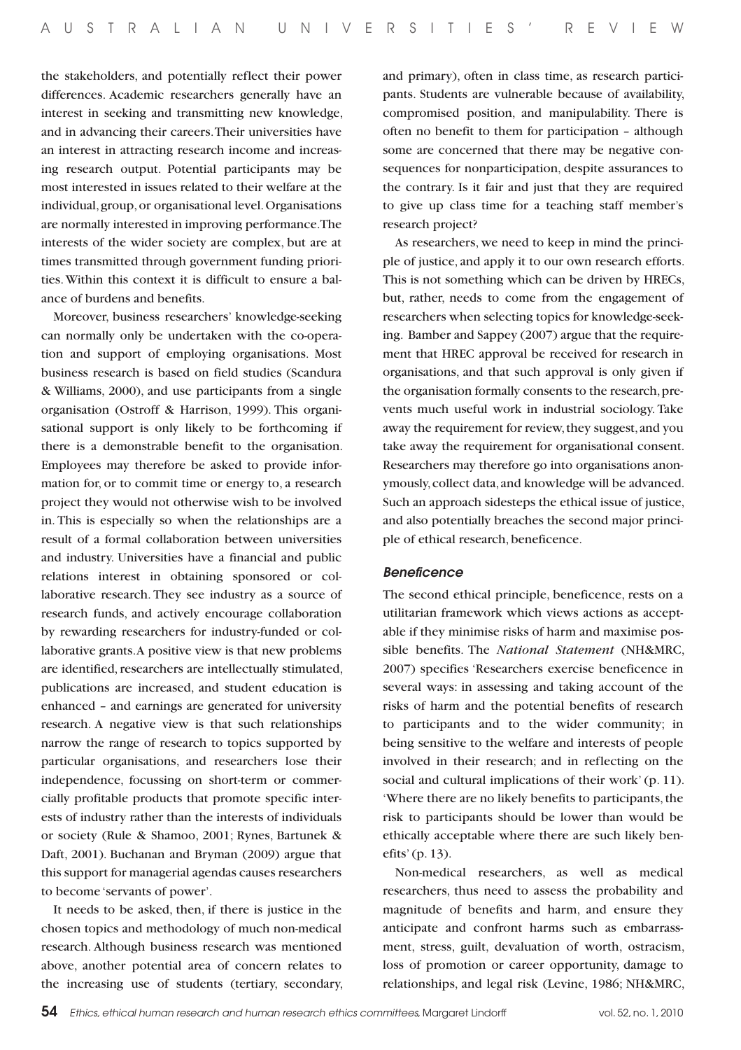the stakeholders, and potentially reflect their power differences. Academic researchers generally have an interest in seeking and transmitting new knowledge, and in advancing their careers. Their universities have an interest in attracting research income and increasing research output. Potential participants may be most interested in issues related to their welfare at the individual, group, or organisational level. Organisations are normally interested in improving performance. The interests of the wider society are complex, but are at times transmitted through government funding priorities. Within this context it is difficult to ensure a balance of burdens and benefits.

Moreover, business researchers' knowledge-seeking can normally only be undertaken with the co-operation and support of employing organisations. Most business research is based on field studies (Scandura & Williams, 2000), and use participants from a single organisation (Ostroff & Harrison, 1999). This organisational support is only likely to be forthcoming if there is a demonstrable benefit to the organisation. Employees may therefore be asked to provide information for, or to commit time or energy to, a research project they would not otherwise wish to be involved in. This is especially so when the relationships are a result of a formal collaboration between universities and industry. Universities have a financial and public relations interest in obtaining sponsored or collaborative research. They see industry as a source of research funds, and actively encourage collaboration by rewarding researchers for industry-funded or collaborative grants. A positive view is that new problems are identified, researchers are intellectually stimulated, publications are increased, and student education is enhanced – and earnings are generated for university research. A negative view is that such relationships narrow the range of research to topics supported by particular organisations, and researchers lose their independence, focussing on short-term or commercially profitable products that promote specific interests of industry rather than the interests of individuals or society (Rule & Shamoo, 2001; Rynes, Bartunek & Daft, 2001). Buchanan and Bryman (2009) argue that this support for managerial agendas causes researchers to become 'servants of power'.

It needs to be asked, then, if there is justice in the chosen topics and methodology of much non-medical research. Although business research was mentioned above, another potential area of concern relates to the increasing use of students (tertiary, secondary, and primary), often in class time, as research participants. Students are vulnerable because of availability, compromised position, and manipulability. There is often no benefit to them for participation – although some are concerned that there may be negative consequences for nonparticipation, despite assurances to the contrary. Is it fair and just that they are required to give up class time for a teaching staff member's research project?

As researchers, we need to keep in mind the principle of justice, and apply it to our own research efforts. This is not something which can be driven by HRECs, but, rather, needs to come from the engagement of researchers when selecting topics for knowledge-seeking. Bamber and Sappey (2007) argue that the requirement that HREC approval be received for research in organisations, and that such approval is only given if the organisation formally consents to the research, prevents much useful work in industrial sociology. Take away the requirement for review, they suggest, and you take away the requirement for organisational consent. Researchers may therefore go into organisations anonymously, collect data, and knowledge will be advanced. Such an approach sidesteps the ethical issue of justice, and also potentially breaches the second major principle of ethical research, beneficence.

### *Beneficence*

The second ethical principle, beneficence, rests on a utilitarian framework which views actions as acceptable if they minimise risks of harm and maximise possible benefits. The *National Statement* (NH&MRC, 2007) specifies 'Researchers exercise beneficence in several ways: in assessing and taking account of the risks of harm and the potential benefits of research to participants and to the wider community; in being sensitive to the welfare and interests of people involved in their research; and in reflecting on the social and cultural implications of their work' (p. 11). 'Where there are no likely benefits to participants, the risk to participants should be lower than would be ethically acceptable where there are such likely benefits' (p. 13).

Non-medical researchers, as well as medical researchers, thus need to assess the probability and magnitude of benefits and harm, and ensure they anticipate and confront harms such as embarrassment, stress, guilt, devaluation of worth, ostracism, loss of promotion or career opportunity, damage to relationships, and legal risk (Levine, 1986; NH&MRC,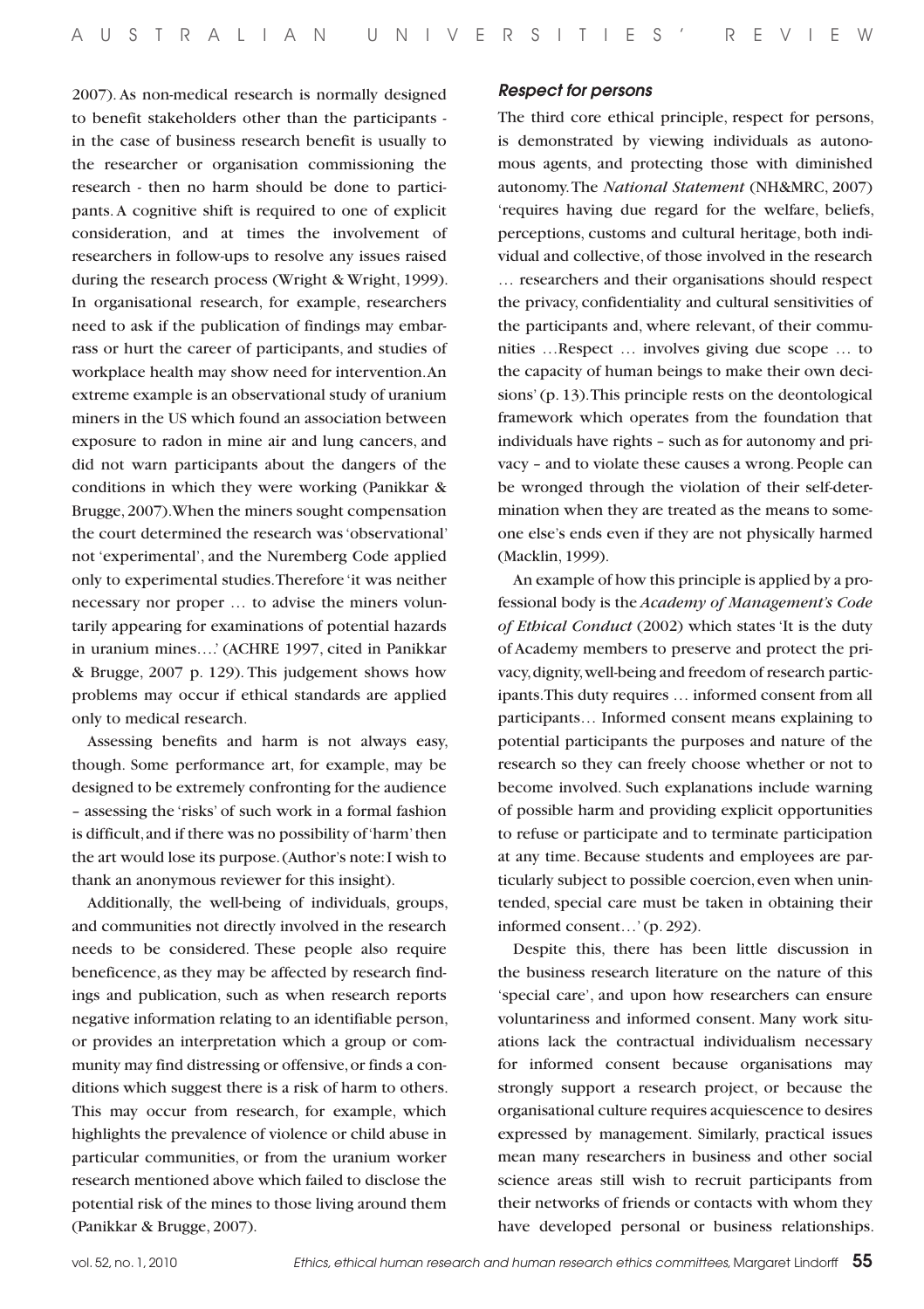2007). As non-medical research is normally designed to benefit stakeholders other than the participants - in the case of business research benefit is usually to the researcher or organisation commissioning the research - then no harm should be done to participants. A cognitive shift is required to one of explicit consideration, and at times the involvement of researchers in follow-ups to resolve any issues raised during the research process (Wright & Wright, 1999). In organisational research, for example, researchers need to ask if the publication of findings may embarrass or hurt the career of participants, and studies of workplace health may show need for intervention. An extreme example is an observational study of uranium miners in the US which found an association between exposure to radon in mine air and lung cancers, and did not warn participants about the dangers of the conditions in which they were working (Panikkar & Brugge, 2007). When the miners sought compensation the court determined the research was 'observational' not 'experimental', and the Nuremberg Code applied only to experimental studies. Therefore 'it was neither necessary nor proper … to advise the miners voluntarily appearing for examinations of potential hazards in uranium mines….' (ACHRE 1997, cited in Panikkar & Brugge, 2007 p. 129). This judgement shows how problems may occur if ethical standards are applied only to medical research.

Assessing benefits and harm is not always easy, though. Some performance art, for example, may be designed to be extremely confronting for the audience – assessing the 'risks' of such work in a formal fashion is difficult, and if there was no possibility of 'harm' then the art would lose its purpose. (Author's note: I wish to thank an anonymous reviewer for this insight).

Additionally, the well-being of individuals, groups, and communities not directly involved in the research needs to be considered. These people also require beneficence, as they may be affected by research findings and publication, such as when research reports negative information relating to an identifiable person, or provides an interpretation which a group or community may find distressing or offensive, or finds a conditions which suggest there is a risk of harm to others. This may occur from research, for example, which highlights the prevalence of violence or child abuse in particular communities, or from the uranium worker research mentioned above which failed to disclose the potential risk of the mines to those living around them (Panikkar & Brugge, 2007).

### *Respect for persons*

The third core ethical principle, respect for persons, is demonstrated by viewing individuals as autonomous agents, and protecting those with diminished autonomy. The *National Statement* (NH&MRC, 2007) 'requires having due regard for the welfare, beliefs, perceptions, customs and cultural heritage, both individual and collective, of those involved in the research … researchers and their organisations should respect the privacy, confidentiality and cultural sensitivities of the participants and, where relevant, of their communities …Respect … involves giving due scope … to the capacity of human beings to make their own decisions' (p. 13). This principle rests on the deontological framework which operates from the foundation that individuals have rights – such as for autonomy and privacy – and to violate these causes a wrong. People can be wronged through the violation of their self-determination when they are treated as the means to someone else's ends even if they are not physically harmed (Macklin, 1999).

An example of how this principle is applied by a professional body is the *Academy of Management's Code of Ethical Conduct* (2002) which states 'It is the duty of Academy members to preserve and protect the privacy, dignity, well-being and freedom of research participants. This duty requires … informed consent from all participants… Informed consent means explaining to potential participants the purposes and nature of the research so they can freely choose whether or not to become involved. Such explanations include warning of possible harm and providing explicit opportunities to refuse or participate and to terminate participation at any time. Because students and employees are particularly subject to possible coercion, even when unintended, special care must be taken in obtaining their informed consent…' (p. 292).

Despite this, there has been little discussion in the business research literature on the nature of this 'special care', and upon how researchers can ensure voluntariness and informed consent. Many work situations lack the contractual individualism necessary for informed consent because organisations may strongly support a research project, or because the organisational culture requires acquiescence to desires expressed by management. Similarly, practical issues mean many researchers in business and other social science areas still wish to recruit participants from their networks of friends or contacts with whom they have developed personal or business relationships.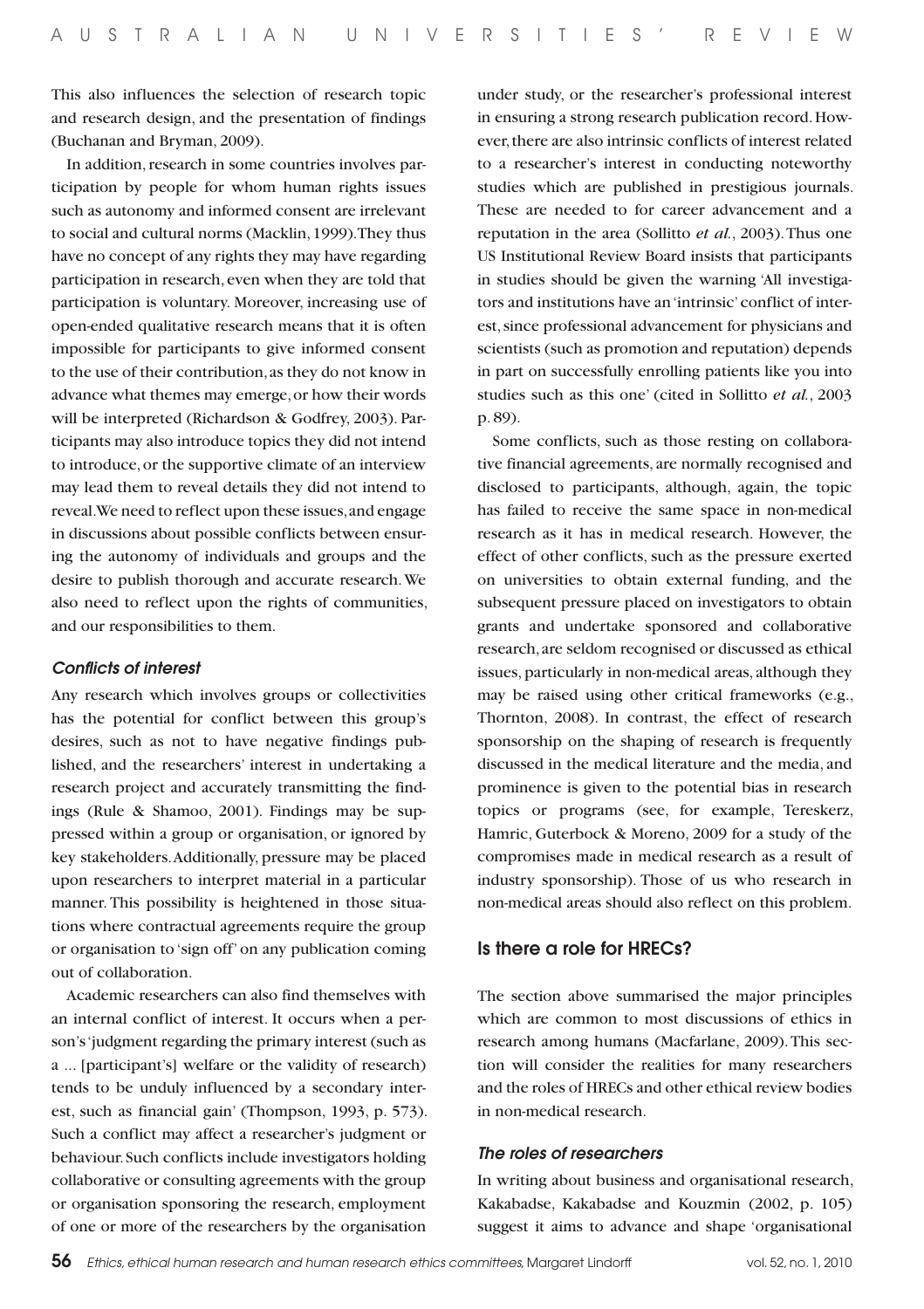This also influences the selection of research topic and research design, and the presentation of findings (Buchanan and Bryman, 2009).

In addition, research in some countries involves participation by people for whom human rights issues such as autonomy and informed consent are irrelevant to social and cultural norms (Macklin, 1999). They thus have no concept of any rights they may have regarding participation in research, even when they are told that participation is voluntary. Moreover, increasing use of open-ended qualitative research means that it is often impossible for participants to give informed consent to the use of their contribution, as they do not know in advance what themes may emerge, or how their words will be interpreted (Richardson & Godfrey, 2003). Participants may also introduce topics they did not intend to introduce, or the supportive climate of an interview may lead them to reveal details they did not intend to reveal. We need to reflect upon these issues, and engage in discussions about possible conflicts between ensuring the autonomy of individuals and groups and the desire to publish thorough and accurate research. We also need to reflect upon the rights of communities, and our responsibilities to them.

### *Conflicts of interest*

Any research which involves groups or collectivities has the potential for conflict between this group's desires, such as not to have negative findings published, and the researchers' interest in undertaking a research project and accurately transmitting the findings (Rule & Shamoo, 2001). Findings may be suppressed within a group or organisation, or ignored by key stakeholders. Additionally, pressure may be placed upon researchers to interpret material in a particular manner. This possibility is heightened in those situations where contractual agreements require the group or organisation to 'sign off' on any publication coming out of collaboration.

Academic researchers can also find themselves with an internal conflict of interest. It occurs when a person's 'judgment regarding the primary interest (such as a ... [participant's] welfare or the validity of research) tends to be unduly influenced by a secondary interest, such as financial gain' (Thompson, 1993, p. 573). Such a conflict may affect a researcher's judgment or behaviour. Such conflicts include investigators holding collaborative or consulting agreements with the group or organisation sponsoring the research, employment of one or more of the researchers by the organisation under study, or the researcher's professional interest in ensuring a strong research publication record. However, there are also intrinsic conflicts of interest related to a researcher's interest in conducting noteworthy studies which are published in prestigious journals. These are needed to for career advancement and a reputation in the area (Sollitto *et al.*, 2003). Thus one US Institutional Review Board insists that participants in studies should be given the warning 'All investigators and institutions have an 'intrinsic' conflict of interest, since professional advancement for physicians and scientists (such as promotion and reputation) depends in part on successfully enrolling patients like you into studies such as this one' (cited in Sollitto *et al.*, 2003 p. 89).

Some conflicts, such as those resting on collaborative financial agreements, are normally recognised and disclosed to participants, although, again, the topic has failed to receive the same space in non-medical research as it has in medical research. However, the effect of other conflicts, such as the pressure exerted on universities to obtain external funding, and the subsequent pressure placed on investigators to obtain grants and undertake sponsored and collaborative research, are seldom recognised or discussed as ethical issues, particularly in non-medical areas, although they may be raised using other critical frameworks (e.g., Thornton, 2008). In contrast, the effect of research sponsorship on the shaping of research is frequently discussed in the medical literature and the media, and prominence is given to the potential bias in research topics or programs (see, for example, Tereskerz, Hamric, Guterbock & Moreno, 2009 for a study of the compromises made in medical research as a result of industry sponsorship). Those of us who research in non-medical areas should also reflect on this problem.

## Is there a role for HRECs?

The section above summarised the major principles which are common to most discussions of ethics in research among humans (Macfarlane, 2009). This section will consider the realities for many researchers and the roles of HRECs and other ethical review bodies in non-medical research.

### *The roles of researchers*

In writing about business and organisational research, Kakabadse, Kakabadse and Kouzmin (2002, p. 105) suggest it aims to advance and shape 'organisational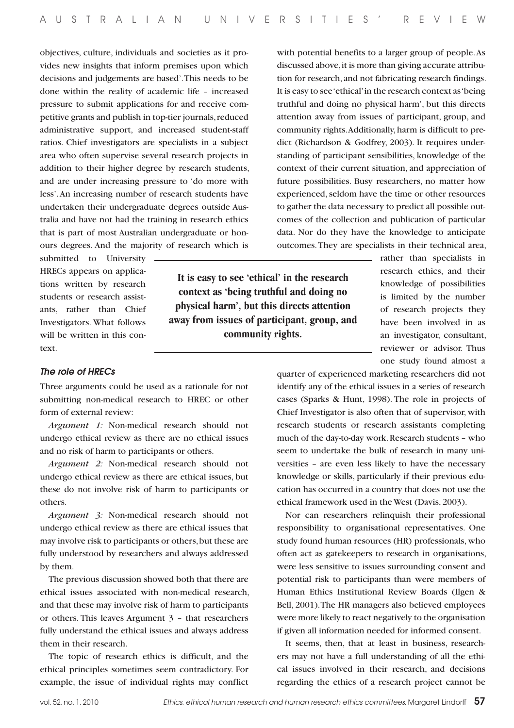objectives, culture, individuals and societies as it provides new insights that inform premises upon which decisions and judgements are based'. This needs to be done within the reality of academic life – increased pressure to submit applications for and receive competitive grants and publish in top-tier journals, reduced administrative support, and increased student-staff ratios. Chief investigators are specialists in a subject area who often supervise several research projects in addition to their higher degree by research students, and are under increasing pressure to 'do more with less'. An increasing number of research students have undertaken their undergraduate degrees outside Australia and have not had the training in research ethics that is part of most Australian undergraduate or honours degrees. And the majority of research which is submitted to University HRECs appears on applications written by research students or research assistants, rather than Chief Investigators. What follows will be written in this context.

### *The role of HRECs*

Three arguments could be used as a rationale for not submitting non-medical research to HREC or other form of external review:

*Argument 1:* Non-medical research should not undergo ethical review as there are no ethical issues and no risk of harm to participants or others.

*Argument 2:* Non-medical research should not undergo ethical review as there are ethical issues, but these do not involve risk of harm to participants or others.

*Argument 3:* Non-medical research should not undergo ethical review as there are ethical issues that may involve risk to participants or others, but these are fully understood by researchers and always addressed by them.

The previous discussion showed both that there are ethical issues associated with non-medical research, and that these may involve risk of harm to participants or others. This leaves Argument 3 – that researchers fully understand the ethical issues and always address them in their research.

The topic of research ethics is difficult, and the ethical principles sometimes seem contradictory. For example, the issue of individual rights may conflict with potential benefits to a larger group of people. As discussed above, it is more than giving accurate attribution for research, and not fabricating research findings. It is easy to see 'ethical' in the research context as 'being truthful and doing no physical harm', but this directs attention away from issues of participant, group, and community rights. Additionally, harm is difficult to predict (Richardson & Godfrey, 2003). It requires understanding of participant sensibilities, knowledge of the context of their current situation, and appreciation of future possibilities. Busy researchers, no matter how experienced, seldom have the time or other resources to gather the data necessary to predict all possible outcomes of the collection and publication of particular data. Nor do they have the knowledge to anticipate outcomes. They are specialists in their technical area, rather than specialists in research ethics, and their knowledge of possibilities is limited by the number of research projects they have been involved in as an investigator, consultant, reviewer or advisor. Thus one study found almost a quarter of experienced marketing researchers did not identify any of the ethical issues in a series of research cases (Sparks & Hunt, 1998). The role in projects of Chief Investigator is also often that of supervisor, with research students or research assistants completing much of the day-to-day work. Research students – who seem to undertake the bulk of research in many universities – are even less likely to have the necessary knowledge or skills, particularly if their previous education has occurred in a country that does not use the ethical framework used in the West (Davis, 2003).

**It is easy to see 'ethical' in the research context as 'being truthful and doing no physical harm', but this directs attention away from issues of participant, group, and community rights.**

Nor can researchers relinquish their professional responsibility to organisational representatives. One study found human resources (HR) professionals, who often act as gatekeepers to research in organisations, were less sensitive to issues surrounding consent and potential risk to participants than were members of Human Ethics Institutional Review Boards (Ilgen & Bell, 2001). The HR managers also believed employees were more likely to react negatively to the organisation if given all information needed for informed consent.

It seems, then, that at least in business, researchers may not have a full understanding of all the ethical issues involved in their research, and decisions regarding the ethics of a research project cannot be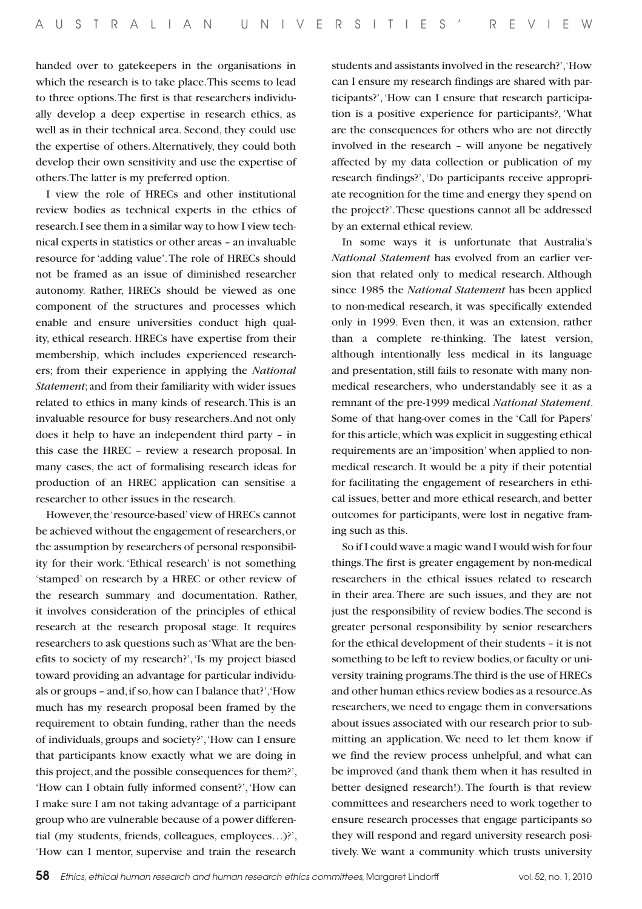handed over to gatekeepers in the organisations in which the research is to take place. This seems to lead to three options. The first is that researchers individually develop a deep expertise in research ethics, as well as in their technical area. Second, they could use the expertise of others. Alternatively, they could both develop their own sensitivity and use the expertise of others. The latter is my preferred option.

I view the role of HRECs and other institutional review bodies as technical experts in the ethics of research. I see them in a similar way to how I view technical experts in statistics or other areas – an invaluable resource for 'adding value'. The role of HRECs should not be framed as an issue of diminished researcher autonomy. Rather, HRECs should be viewed as one component of the structures and processes which enable and ensure universities conduct high quality, ethical research. HRECs have expertise from their membership, which includes experienced researchers; from their experience in applying the *National Statement*; and from their familiarity with wider issues related to ethics in many kinds of research. This is an invaluable resource for busy researchers. And not only does it help to have an independent third party – in this case the HREC – review a research proposal. In many cases, the act of formalising research ideas for production of an HREC application can sensitise a researcher to other issues in the research.

However, the 'resource-based' view of HRECs cannot be achieved without the engagement of researchers, or the assumption by researchers of personal responsibility for their work. 'Ethical research' is not something 'stamped' on research by a HREC or other review of the research summary and documentation. Rather, it involves consideration of the principles of ethical research at the research proposal stage. It requires researchers to ask questions such as 'What are the benefits to society of my research?', 'Is my project biased toward providing an advantage for particular individuals or groups – and, if so, how can I balance that?', 'How much has my research proposal been framed by the requirement to obtain funding, rather than the needs of individuals, groups and society?', 'How can I ensure that participants know exactly what we are doing in this project, and the possible consequences for them?', 'How can I obtain fully informed consent?', 'How can I make sure I am not taking advantage of a participant group who are vulnerable because of a power differential (my students, friends, colleagues, employees…)?', 'How can I mentor, supervise and train the research students and assistants involved in the research?', 'How can I ensure my research findings are shared with participants?', 'How can I ensure that research participation is a positive experience for participants?, 'What are the consequences for others who are not directly involved in the research – will anyone be negatively affected by my data collection or publication of my research findings?', 'Do participants receive appropriate recognition for the time and energy they spend on the project?'. These questions cannot all be addressed by an external ethical review.

In some ways it is unfortunate that Australia's *National Statement* has evolved from an earlier version that related only to medical research. Although since 1985 the *National Statement* has been applied to non-medical research, it was specifically extended only in 1999. Even then, it was an extension, rather than a complete re-thinking. The latest version, although intentionally less medical in its language and presentation, still fails to resonate with many non-medical researchers, who understandably see it as a remnant of the pre-1999 medical *National Statement*. Some of that hang-over comes in the 'Call for Papers' for this article, which was explicit in suggesting ethical requirements are an 'imposition' when applied to non-medical research. It would be a pity if their potential for facilitating the engagement of researchers in ethical issues, better and more ethical research, and better outcomes for participants, were lost in negative framing such as this.

So if I could wave a magic wand I would wish for four things. The first is greater engagement by non-medical researchers in the ethical issues related to research in their area. There are such issues, and they are not just the responsibility of review bodies. The second is greater personal responsibility by senior researchers for the ethical development of their students – it is not something to be left to review bodies, or faculty or university training programs. The third is the use of HRECs and other human ethics review bodies as a resource. As researchers, we need to engage them in conversations about issues associated with our research prior to submitting an application. We need to let them know if we find the review process unhelpful, and what can be improved (and thank them when it has resulted in better designed research!). The fourth is that review committees and researchers need to work together to ensure research processes that engage participants so they will respond and regard university research positively. We want a community which trusts university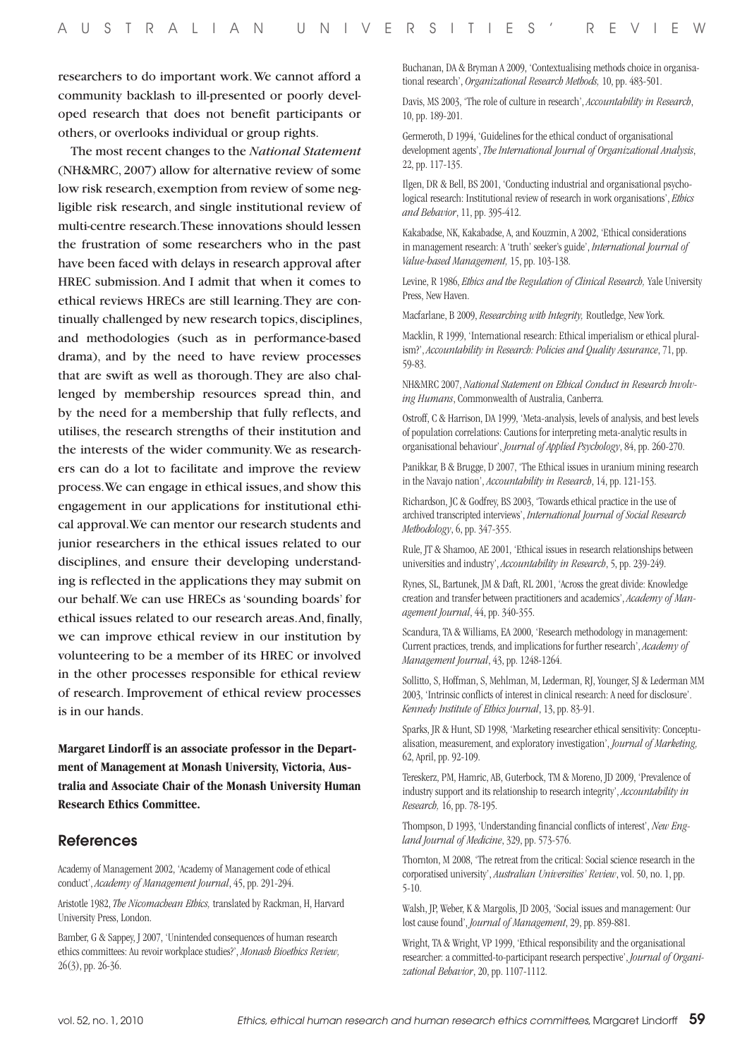researchers to do important work. We cannot afford a community backlash to ill-presented or poorly developed research that does not benefit participants or others, or overlooks individual or group rights.

The most recent changes to the *National Statement* (NH&MRC, 2007) allow for alternative review of some low risk research, exemption from review of some negligible risk research, and single institutional review of multi-centre research. These innovations should lessen the frustration of some researchers who in the past have been faced with delays in research approval after HREC submission. And I admit that when it comes to ethical reviews HRECs are still learning. They are continually challenged by new research topics, disciplines, and methodologies (such as in performance-based drama), and by the need to have review processes that are swift as well as thorough. They are also challenged by membership resources spread thin, and by the need for a membership that fully reflects, and utilises, the research strengths of their institution and the interests of the wider community. We as researchers can do a lot to facilitate and improve the review process. We can engage in ethical issues, and show this engagement in our applications for institutional ethical approval. We can mentor our research students and junior researchers in the ethical issues related to our disciplines, and ensure their developing understanding is reflected in the applications they may submit on our behalf. We can use HRECs as 'sounding boards' for ethical issues related to our research areas. And, finally, we can improve ethical review in our institution by volunteering to be a member of its HREC or involved in the other processes responsible for ethical review of research. Improvement of ethical review processes is in our hands.

**Margaret Lindorff is an associate professor in the Department of Management at Monash University, Victoria, Australia and Associate Chair of the Monash University Human Research Ethics Committee.**

## References

Academy of Management 2002, 'Academy of Management code of ethical conduct', *Academy of Management Journal*, 45, pp. 291-294.

Aristotle 1982, *The Nicomachean Ethics,* translated by Rackman, H, Harvard University Press, London.

Bamber, G & Sappey, J 2007, 'Unintended consequences of human research ethics committees: Au revoir workplace studies?', *Monash Bioethics Review,* 26(3), pp. 26-36.

Buchanan, DA & Bryman A 2009, 'Contextualising methods choice in organisational research', *Organizational Research Methods,* 10, pp. 483-501.

Davis, MS 2003, 'The role of culture in research', *Accountability in Research*, 10, pp. 189-201.

Germeroth, D 1994, 'Guidelines for the ethical conduct of organisational development agents', *The International Journal of Organizational Analysis*, 22, pp. 117-135.

Ilgen, DR & Bell, BS 2001, 'Conducting industrial and organisational psychological research: Institutional review of research in work organisations', *Ethics and Behavior*, 11, pp. 395-412.

Kakabadse, NK, Kakabadse, A, and Kouzmin, A 2002, 'Ethical considerations in management research: A 'truth' seeker's guide', *International Journal of Value-based Management,* 15, pp. 103-138.

Levine, R 1986, *Ethics and the Regulation of Clinical Research,* Yale University Press, New Haven.

Macfarlane, B 2009, *Researching with Integrity,* Routledge, New York.

Macklin, R 1999, 'International research: Ethical imperialism or ethical pluralism?', *Accountability in Research: Policies and Quality Assurance*, 71, pp. 59-83.

NH&MRC 2007, *National Statement on Ethical Conduct in Research Involving Humans*, Commonwealth of Australia, Canberra.

Ostroff, C & Harrison, DA 1999, 'Meta-analysis, levels of analysis, and best levels of population correlations: Cautions for interpreting meta-analytic results in organisational behaviour', *Journal of Applied Psychology*, 84, pp. 260-270.

Panikkar, B & Brugge, D 2007, 'The Ethical issues in uranium mining research in the Navajo nation', *Accountability in Research*, 14, pp. 121-153.

Richardson, JC & Godfrey, BS 2003, 'Towards ethical practice in the use of archived transcripted interviews', *International Journal of Social Research Methodology*, 6, pp. 347-355.

Rule, JT & Shamoo, AE 2001, 'Ethical issues in research relationships between universities and industry', *Accountability in Research*, 5, pp. 239-249.

Rynes, SL, Bartunek, JM & Daft, RL 2001, 'Across the great divide: Knowledge creation and transfer between practitioners and academics', *Academy of Management Journal*, 44, pp. 340-355.

Scandura, TA & Williams, EA 2000, 'Research methodology in management: Current practices, trends, and implications for further research', *Academy of Management Journal*, 43, pp. 1248-1264.

Sollitto, S, Hoffman, S, Mehlman, M, Lederman, RJ, Younger, SJ & Lederman MM 2003, 'Intrinsic conflicts of interest in clinical research: A need for disclosure'. *Kennedy Institute of Ethics Journal*, 13, pp. 83-91.

Sparks, JR & Hunt, SD 1998, 'Marketing researcher ethical sensitivity: Conceptualisation, measurement, and exploratory investigation', *Journal of Marketing,* 62, April, pp. 92-109.

Tereskerz, PM, Hamric, AB, Guterbock, TM & Moreno, JD 2009, 'Prevalence of industry support and its relationship to research integrity', *Accountability in Research,* 16, pp. 78-195.

Thompson, D 1993, 'Understanding financial conflicts of interest', *New England Journal of Medicine*, 329, pp. 573-576.

Thornton, M 2008, 'The retreat from the critical: Social science research in the corporatised university', *Australian Universities' Review*, vol. 50, no. 1, pp. 5-10.

Walsh, JP, Weber, K & Margolis, JD 2003, 'Social issues and management: Our lost cause found', *Journal of Management*, 29, pp. 859-881.

Wright, TA & Wright, VP 1999, 'Ethical responsibility and the organisational researcher: a committed-to-participant research perspective', *Journal of Organizational Behavior*, 20, pp. 1107-1112.